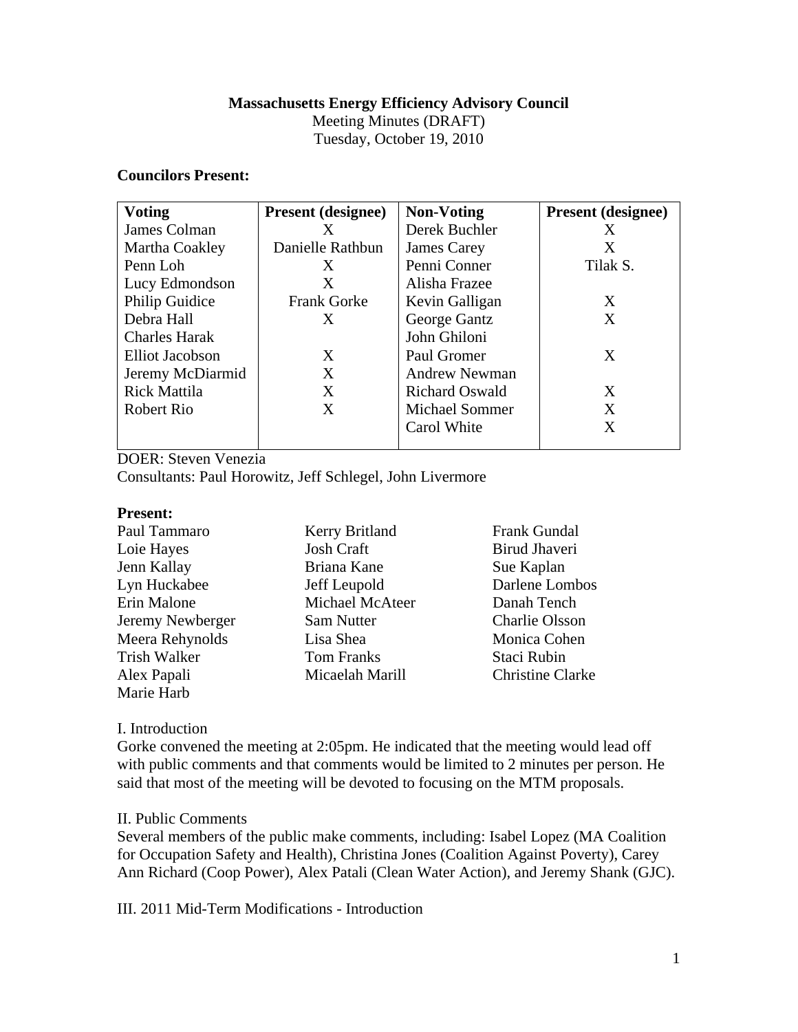**Massachusetts Energy Efficiency Advisory Council**
Meeting Minutes (DRAFT)
Tuesday, October 19, 2010

**Councilors Present:**

| **Voting** | **Present (designee)** | **Non-Voting** | **Present (designee)** |
|---|---|---|---|
| James Colman | X | Derek Buchler | X |
| Martha Coakley | Danielle Rathbun | James Carey | X |
| Penn Loh | X | Penni Conner | Tilak S. |
| Lucy Edmondson | X | Alisha Frazee | |
| Philip Guidice | Frank Gorke | Kevin Galligan | X |
| Debra Hall | X | George Gantz | X |
| Charles Harak | | John Ghiloni | |
| Elliot Jacobson | X | Paul Gromer | X |
| Jeremy McDiarmid | X | Andrew Newman | |
| Rick Mattila | X | Richard Oswald | X |
| Robert Rio | X | Michael Sommer | X |
| | | Carol White | X |

DOER: Steven Venezia
Consultants: Paul Horowitz, Jeff Schlegel, John Livermore

**Present:**

Paul Tammaro
Loie Hayes
Jenn Kallay
Lyn Huckabee
Erin Malone
Jeremy Newberger
Meera Rehynolds
Trish Walker
Alex Papali
Marie Harb
Kerry Britland
Josh Craft
Briana Kane
Jeff Leupold
Michael McAteer
Sam Nutter
Lisa Shea
Tom Franks
Micaelah Marill
Frank Gundal
Birud Jhaveri
Sue Kaplan
Darlene Lombos
Danah Tench
Charlie Olsson
Monica Cohen
Staci Rubin
Christine Clarke

I. Introduction
Gorke convened the meeting at 2:05pm. He indicated that the meeting would lead off with public comments and that comments would be limited to 2 minutes per person. He said that most of the meeting will be devoted to focusing on the MTM proposals.

II. Public Comments
Several members of the public make comments, including: Isabel Lopez (MA Coalition for Occupation Safety and Health), Christina Jones (Coalition Against Poverty), Carey Ann Richard (Coop Power), Alex Patali (Clean Water Action), and Jeremy Shank (GJC).

III. 2011 Mid-Term Modifications - Introduction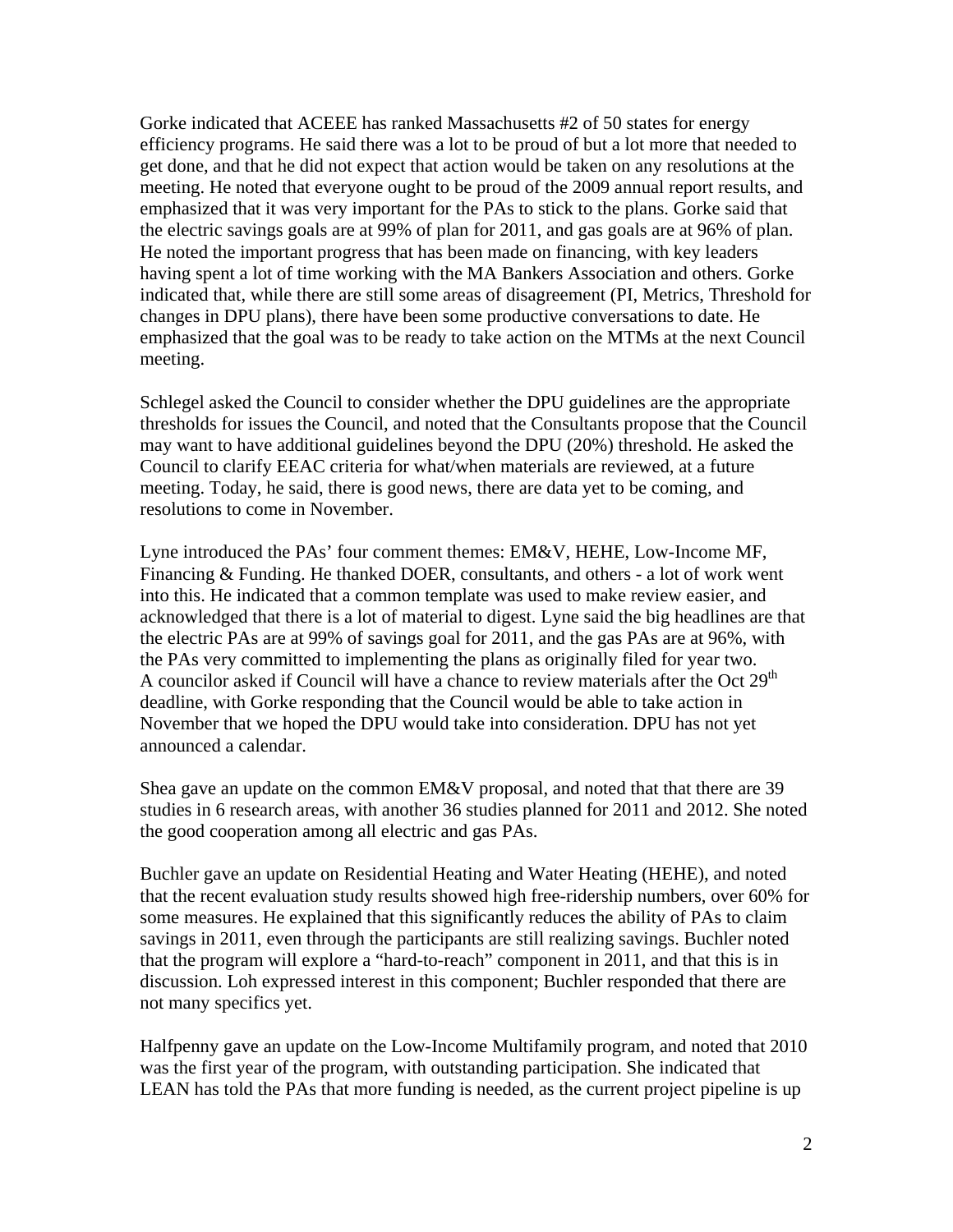Gorke indicated that ACEEE has ranked Massachusetts #2 of 50 states for energy efficiency programs. He said there was a lot to be proud of but a lot more that needed to get done, and that he did not expect that action would be taken on any resolutions at the meeting. He noted that everyone ought to be proud of the 2009 annual report results, and emphasized that it was very important for the PAs to stick to the plans. Gorke said that the electric savings goals are at 99% of plan for 2011, and gas goals are at 96% of plan. He noted the important progress that has been made on financing, with key leaders having spent a lot of time working with the MA Bankers Association and others. Gorke indicated that, while there are still some areas of disagreement (PI, Metrics, Threshold for changes in DPU plans), there have been some productive conversations to date. He emphasized that the goal was to be ready to take action on the MTMs at the next Council meeting.

Schlegel asked the Council to consider whether the DPU guidelines are the appropriate thresholds for issues the Council, and noted that the Consultants propose that the Council may want to have additional guidelines beyond the DPU (20%) threshold. He asked the Council to clarify EEAC criteria for what/when materials are reviewed, at a future meeting. Today, he said, there is good news, there are data yet to be coming, and resolutions to come in November.

Lyne introduced the PAs' four comment themes: EM&V, HEHE, Low-Income MF, Financing & Funding. He thanked DOER, consultants, and others - a lot of work went into this. He indicated that a common template was used to make review easier, and acknowledged that there is a lot of material to digest. Lyne said the big headlines are that the electric PAs are at 99% of savings goal for 2011, and the gas PAs are at 96%, with the PAs very committed to implementing the plans as originally filed for year two. A councilor asked if Council will have a chance to review materials after the Oct 29th deadline, with Gorke responding that the Council would be able to take action in November that we hoped the DPU would take into consideration. DPU has not yet announced a calendar.

Shea gave an update on the common EM&V proposal, and noted that that there are 39 studies in 6 research areas, with another 36 studies planned for 2011 and 2012. She noted the good cooperation among all electric and gas PAs.

Buchler gave an update on Residential Heating and Water Heating (HEHE), and noted that the recent evaluation study results showed high free-ridership numbers, over 60% for some measures. He explained that this significantly reduces the ability of PAs to claim savings in 2011, even through the participants are still realizing savings. Buchler noted that the program will explore a "hard-to-reach" component in 2011, and that this is in discussion. Loh expressed interest in this component; Buchler responded that there are not many specifics yet.

Halfpenny gave an update on the Low-Income Multifamily program, and noted that 2010 was the first year of the program, with outstanding participation. She indicated that LEAN has told the PAs that more funding is needed, as the current project pipeline is up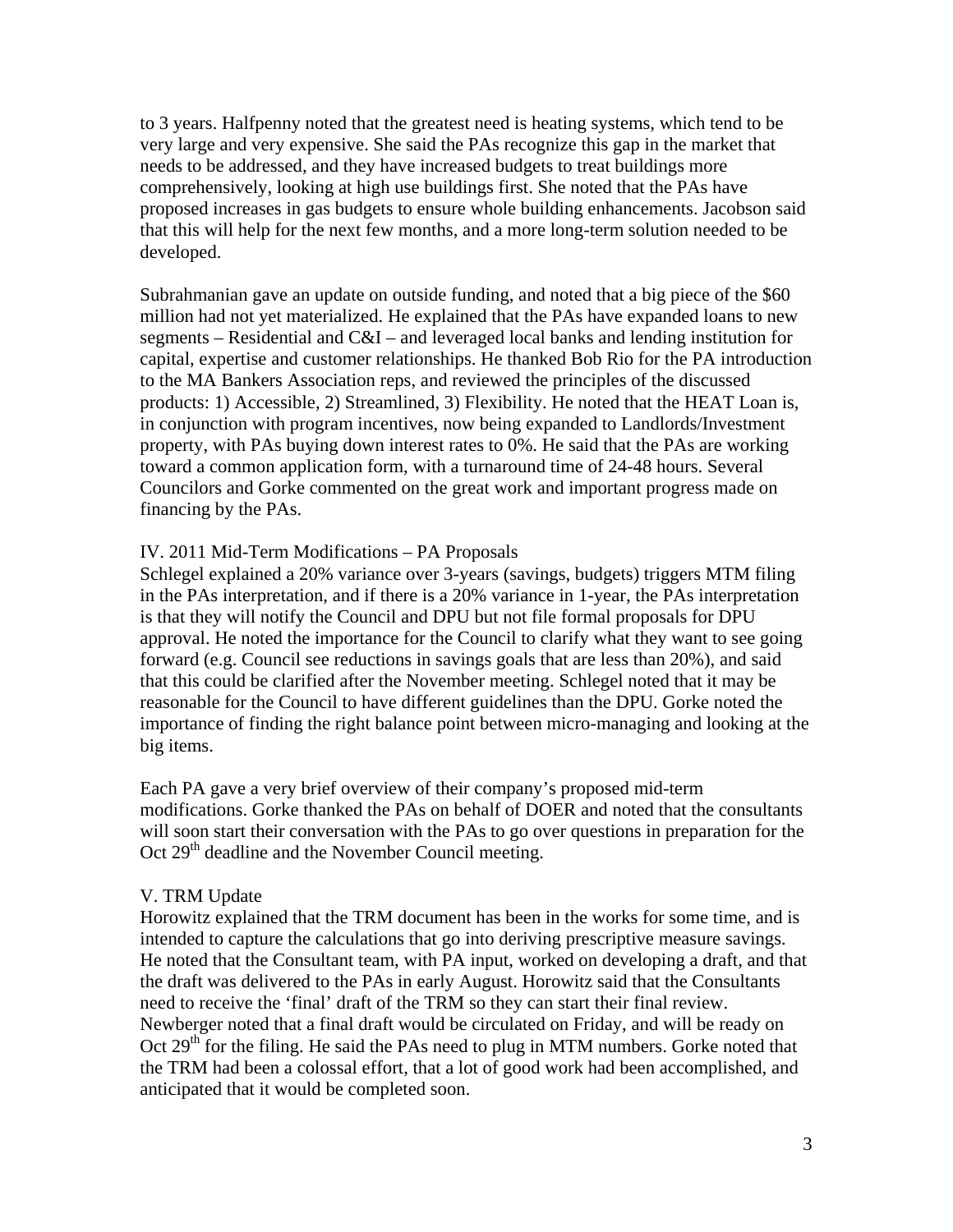to 3 years. Halfpenny noted that the greatest need is heating systems, which tend to be very large and very expensive. She said the PAs recognize this gap in the market that needs to be addressed, and they have increased budgets to treat buildings more comprehensively, looking at high use buildings first. She noted that the PAs have proposed increases in gas budgets to ensure whole building enhancements. Jacobson said that this will help for the next few months, and a more long-term solution needed to be developed.

Subrahmanian gave an update on outside funding, and noted that a big piece of the $60 million had not yet materialized. He explained that the PAs have expanded loans to new segments – Residential and C&I – and leveraged local banks and lending institution for capital, expertise and customer relationships. He thanked Bob Rio for the PA introduction to the MA Bankers Association reps, and reviewed the principles of the discussed products: 1) Accessible, 2) Streamlined, 3) Flexibility. He noted that the HEAT Loan is, in conjunction with program incentives, now being expanded to Landlords/Investment property, with PAs buying down interest rates to 0%. He said that the PAs are working toward a common application form, with a turnaround time of 24-48 hours. Several Councilors and Gorke commented on the great work and important progress made on financing by the PAs.

IV. 2011 Mid-Term Modifications – PA Proposals

Schlegel explained a 20% variance over 3-years (savings, budgets) triggers MTM filing in the PAs interpretation, and if there is a 20% variance in 1-year, the PAs interpretation is that they will notify the Council and DPU but not file formal proposals for DPU approval. He noted the importance for the Council to clarify what they want to see going forward (e.g. Council see reductions in savings goals that are less than 20%), and said that this could be clarified after the November meeting. Schlegel noted that it may be reasonable for the Council to have different guidelines than the DPU. Gorke noted the importance of finding the right balance point between micro-managing and looking at the big items.

Each PA gave a very brief overview of their company's proposed mid-term modifications. Gorke thanked the PAs on behalf of DOER and noted that the consultants will soon start their conversation with the PAs to go over questions in preparation for the Oct 29th deadline and the November Council meeting.

V. TRM Update

Horowitz explained that the TRM document has been in the works for some time, and is intended to capture the calculations that go into deriving prescriptive measure savings. He noted that the Consultant team, with PA input, worked on developing a draft, and that the draft was delivered to the PAs in early August. Horowitz said that the Consultants need to receive the 'final' draft of the TRM so they can start their final review. Newberger noted that a final draft would be circulated on Friday, and will be ready on Oct 29th for the filing. He said the PAs need to plug in MTM numbers. Gorke noted that the TRM had been a colossal effort, that a lot of good work had been accomplished, and anticipated that it would be completed soon.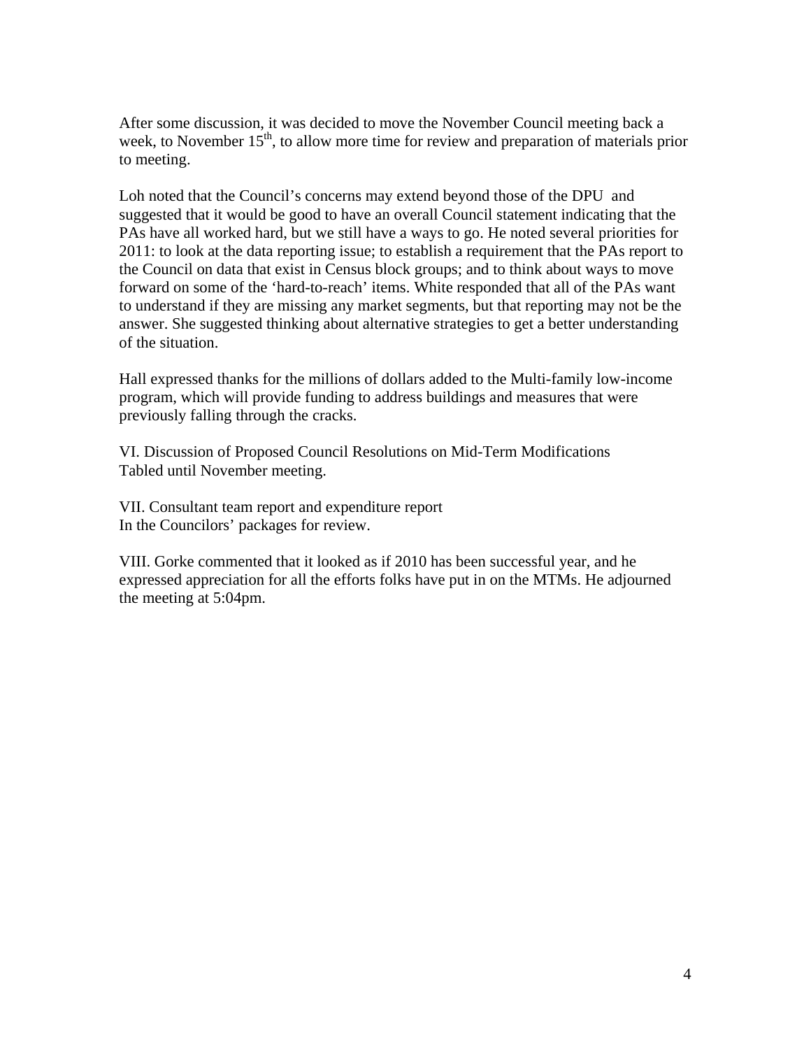After some discussion, it was decided to move the November Council meeting back a week, to November 15th, to allow more time for review and preparation of materials prior to meeting.

Loh noted that the Council's concerns may extend beyond those of the DPU and suggested that it would be good to have an overall Council statement indicating that the PAs have all worked hard, but we still have a ways to go. He noted several priorities for 2011: to look at the data reporting issue; to establish a requirement that the PAs report to the Council on data that exist in Census block groups; and to think about ways to move forward on some of the 'hard-to-reach' items. White responded that all of the PAs want to understand if they are missing any market segments, but that reporting may not be the answer. She suggested thinking about alternative strategies to get a better understanding of the situation.

Hall expressed thanks for the millions of dollars added to the Multi-family low-income program, which will provide funding to address buildings and measures that were previously falling through the cracks.

VI. Discussion of Proposed Council Resolutions on Mid-Term Modifications
Tabled until November meeting.

VII. Consultant team report and expenditure report
In the Councilors' packages for review.

VIII. Gorke commented that it looked as if 2010 has been successful year, and he expressed appreciation for all the efforts folks have put in on the MTMs. He adjourned the meeting at 5:04pm.